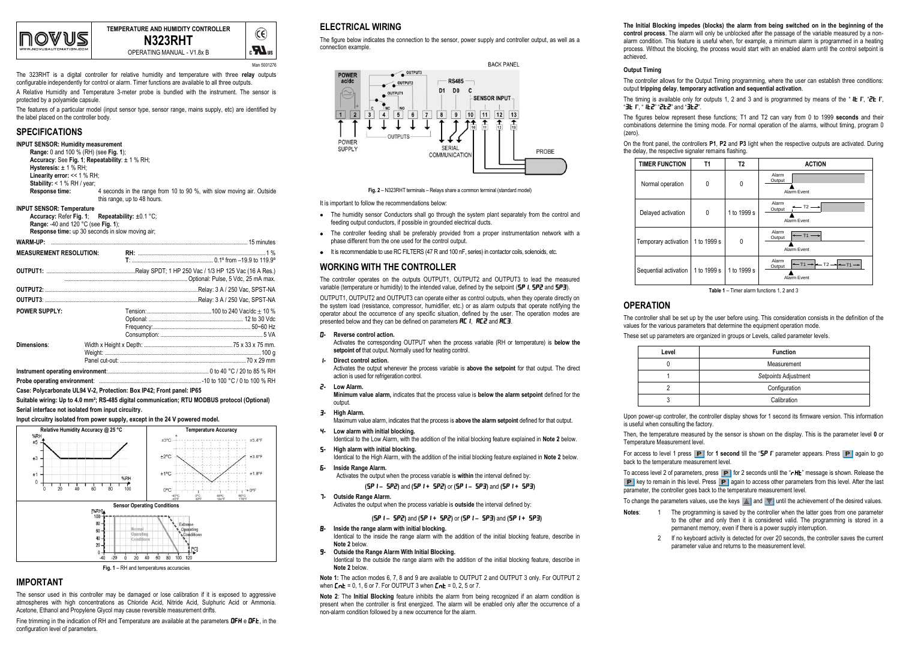# TEMPERATURE AND HUMIDITY CONTROLLER

# N323RHT

OPERATING MANUAL - V1.8x B

Man 5001276

The 323RHT is a digital controller for relative humidity and temperature with three **relay** outputs configurable independently for control or alarm. Timer functions are available to all three outputs.

A Relative Humidity and Temperature 3-meter probe is bundled with the instrument. The sensor is protected by a polyamide capsule.

The features of a particular model (input sensor type, sensor range, mains supply, etc) are identified by the label placed on the controller body.

## SPECIFICATIONS

**INPUT SENSOR: Humidity measurement**

**Range:** 0 and 100 % (RH) (see **Fig. 1**);
**Accuracy**: See **Fig. 1**; **Repeatability**: ± 1 % RH;
**Hysteresis:** ± 1 % RH;
**Linearity error:** << 1 % RH;
**Stability:** < 1 % RH / year;
**Response time:** 4 seconds in the range from 10 to 90 %, with slow moving air. Outside this range, up to 48 hours.

**INPUT SENSOR: Temperature**

**Accuracy:** Refer **Fig. 1**; **Repeatability:** ±0.1 °C;
**Range:** -40 and 120 °C (see **Fig. 1**);
**Response time:** up 30 seconds in slow moving air;

**WARM-UP:** 15 minutes

**MEASUREMENT RESOLUTION:** RH: 1 %
T: 0.1º from –19.9 to 119.9º

**OUTPUT1:** Relay SPDT; 1 HP 250 Vac / 1/3 HP 125 Vac (16 A Res.)
Optional: Pulse, 5 Vdc, 25 mA max.

**OUTPUT2:** Relay: 3 A / 250 Vac, SPST-NA

**OUTPUT3:** Relay: 3 A / 250 Vac, SPST-NA

**POWER SUPPLY:** Tension: 100 to 240 Vac/dc ± 10 %
Optional: 12 to 30 Vdc
Frequency: 50~60 Hz
Consumption: 5 VA

**Dimensions**: Width x Height x Depth: 75 x 33 x 75 mm.
Weight: 100 g
Panel cut-out: 70 x 29 mm

**Instrument operating environment**: 0 to 40 °C / 20 to 85 % RH

**Probe operating environment**: -10 to 100 °C / 0 to 100 % RH

**Case: Polycarbonate UL94 V-2, Protection: Box IP42; Front panel: IP65**

**Suitable wiring: Up to 4.0 mm²; RS-485 digital communication; RTU MODBUS protocol (Optional)**

**Serial interface not isolated from input circuitry.**

**Input circuitry isolated from power supply, except in the 24 V powered model.**

Fig. 1 – RH and temperatures accuracies

## IMPORTANT

The sensor used in this controller may be damaged or lose calibration if it is exposed to aggressive atmospheres with high concentrations as Chloride Acid, Nitride Acid, Sulphuric Acid or Ammonia. Acetone, Ethanol and Propylene Glycol may cause reversible measurement drifts.

Fine trimming in the indication of RH and Temperature are available at the parameters **OFH** e **OFt**, in the configuration level of parameters.

## ELECTRICAL WIRING

The figure below indicates the connection to the sensor, power supply and controller output, as well as a connection example.

**Fig. 2** – N323RHT terminals – Relays share a common terminal (standard model)

It is important to follow the recommendations below:

- The humidity sensor Conductors shall go through the system plant separately from the control and feeding output conductors, if possible in grounded electrical ducts.
- The controller feeding shall be preferably provided from a proper instrumentation network with a phase different from the one used for the control output.
- It is recommendable to use RC FILTERS (47 R and 100 nF, series) in contactor coils, solenoids, etc.

## WORKING WITH THE CONTROLLER

The controller operates on the outputs OUTPUT1, OUTPUT2 and OUTPUT3 to lead the measured variable (temperature or humidity) to the intended value, defined by the setpoint (**SP1**, **SP2** and **SP3**).

OUTPUT1, OUTPUT2 and OUTPUT3 can operate either as control outputs, when they operate directly on the system load (resistance, compressor, humidifier, etc.) or as alarm outputs that operate notifying the operator about the occurrence of any specific situation, defined by the user. The operation modes are presented below and they can be defined on parameters **AC1**, **AC2** and **AC3**.

**0- Reverse control action.**
Activates the corresponding OUTPUT when the process variable (RH or temperature) is **below the setpoint of** that output. Normally used for heating control.

**1- Direct control action.**
Activates the output whenever the process variable is **above the setpoint** for that output. The direct action is used for refrigeration control.

**2- Low Alarm.**
**Minimum value alarm,** indicates that the process value is **below the alarm setpoint** defined for the output.

**3- High Alarm.**
Maximum value alarm, indicates that the process is **above the alarm setpoint** defined for that output.

**4- Low alarm with initial blocking.**
Identical to the Low Alarm, with the addition of the initial blocking feature explained in **Note 2** below.

**5- High alarm with initial blocking.**
Identical to the High Alarm, with the addition of the initial blocking feature explained in **Note 2** below.

**6- Inside Range Alarm.**
Activates the output when the process variable is **within** the interval defined by:

(**SP1** – **SP2**) and (**SP1** + **SP2**) or (**SP1** – **SP3**) and (**SP1** + **SP3**)

**7- Outside Range Alarm.**
Activates the output when the process variable is **outside** the interval defined by:

(**SP1** – **SP2**) and (**SP1** + **SP2**) or (**SP1** – **SP3**) and (**SP1** + **SP3**)

**8- Inside the range alarm with initial blocking.**
Identical to the inside the range alarm with the addition of the initial blocking feature, describe in **Note 2** below.

**9- Outside the Range Alarm With Initial Blocking.**
Identical to the outside the range alarm with the addition of the initial blocking feature, describe in **Note 2** below.

**Note 1:** The action modes 6, 7, 8 and 9 are available to OUTPUT 2 and OUTPUT 3 only. For OUTPUT 2 when **Cnt** = 0, 1, 6 or 7. For OUTPUT 3 when **Cnt** = 0, 2, 5 or 7.

**Note 2**: The **Initial Blocking** feature inhibits the alarm from being recognized if an alarm condition is present when the controller is first energized. The alarm will be enabled only after the occurrence of a non-alarm condition followed by a new occurrence for the alarm.

**The Initial Blocking impedes (blocks) the alarm from being switched on in the beginning of the control process**. The alarm will only be unblocked after the passage of the variable measured by a non-alarm condition. This feature is useful when, for example, a minimum alarm is programmed in a heating process. Without the blocking, the process would start with an enabled alarm until the control setpoint is achieved.

### Output Timing

The controller allows for the Output Timing programming, where the user can establish three conditions: output **tripping delay**, **temporary activation and sequential activation**.

The timing is available only for outputs 1, 2 and 3 and is programmed by means of the "**1t1**", "**2t1**", "**3t1**", "**1t2**" "**2t2**" and "**3t2**".

The figures below represent these functions; T1 and T2 can vary from 0 to 1999 **seconds** and their combinations determine the timing mode. For normal operation of the alarms, without timing, program 0 (zero).

On the front panel, the controllers **P1**, **P2** and **P3** light when the respective outputs are activated. During the delay, the respective signaler remains flashing.

| TIMER FUNCTION | T1 | T2 | ACTION |
|---|---|---|---|
| Normal operation | 0 | 0 | |
| Delayed activation | 0 | 1 to 1999 s | |
| Temporary activation | 1 to 1999 s | 0 | |
| Sequential activation | 1 to 1999 s | 1 to 1999 s | |

**Table 1** – Timer alarm functions 1, 2 and 3

## OPERATION

The controller shall be set up by the user before using. This consideration consists in the definition of the values for the various parameters that determine the equipment operation mode.

These set up parameters are organized in groups or Levels, called parameter levels.

| Level | Function |
|---|---|
| 0 | Measurement |
| 1 | *Setpoints* Adjustment |
| 2 | Configuration |
| 3 | Calibration |

Upon power-up controller, the controller display shows for 1 second its firmware version. This information is useful when consulting the factory.

Then, the temperature measured by the sensor is shown on the display. This is the parameter level **0** or Temperature Measurement level.

For access to level 1 press **P** for **1 second** till the "**SP1**" parameter appears. Press **P** again to go back to the temperature measurement level.

To access level 2 of parameters, press **P** for 2 seconds until the "**rHt**" message is shown. Release the **P** key to remain in this level. Press **P** again to access other parameters from this level. After the last parameter, the controller goes back to the temperature measurement level.

To change the parameters values, use the keys ▲ and ▼ until the achievement of the desired values.

**Notes**:

1. The programming is saved by the controller when the latter goes from one parameter to the other and only then it is considered valid. The programming is stored in a permanent memory, even if there is a power supply interruption.
2. If no keyboard activity is detected for over 20 seconds, the controller saves the current parameter value and returns to the measurement level.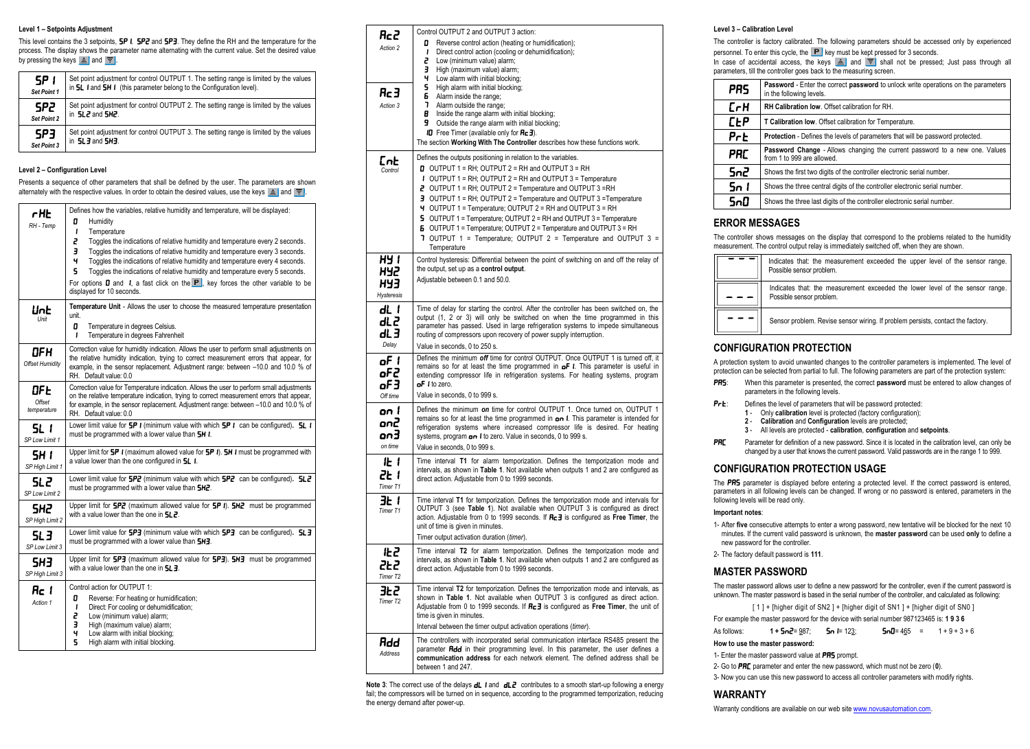### Level 1 – Setpoints Adjustment

This level contains the 3 setpoints, **SP 1**, **SP2** and **SP3**. They define the RH and the temperature for the process. The display shows the parameter name alternating with the current value. Set the desired value by pressing the keys ▲ and ▼.

| | |
|---|---|
| **SP 1** *Set Point 1* | Set point adjustment for control OUTPUT 1. The setting range is limited by the values in **SL 1** and **SH 1** (this parameter belong to the Configuration level). |
| **SP2** *Set Point 2* | Set point adjustment for control OUTPUT 2. The setting range is limited by the values in **SL2** and **SH2**. |
| **SP3** *Set Point 3* | Set point adjustment for control OUTPUT 3. The setting range is limited by the values in **SL3** and **SH3**. |

### Level 2 – Configuration Level

Presents a sequence of other parameters that shall be defined by the user. The parameters are shown alternately with the respective values. In order to obtain the desired values, use the keys ▲ and ▼.

| | |
|---|---|
| **rHt** *RH - Temp* | Defines how the variables, relative humidity and temperature, will be displayed:<br>**0** Humidity<br>**1** Temperature<br>**2** Toggles the indications of relative humidity and temperature every 2 seconds.<br>**3** Toggles the indications of relative humidity and temperature every 3 seconds.<br>**4** Toggles the indications of relative humidity and temperature every 4 seconds.<br>**5** Toggles the indications of relative humidity and temperature every 5 seconds.<br>For options **0** and **1**, a fast click on the **P** key forces the other variable to be displayed for 10 seconds. |
| **Unt** *Unit* | **Temperature Unit** - Allows the user to choose the measured temperature presentation unit.<br>**0** Temperature in degrees Celsius.<br>**1** Temperature in degrees Fahrenheit |
| **OFH** *Offset Humidity* | Correction value for humidity indication. Allows the user to perform small adjustments on the relative humidity indication, trying to correct measurement errors that appear, for example, in the sensor replacement. Adjustment range: between –10.0 and 10.0 % of RH. Default value: 0.0 |
| **OFt** *Offset temperature* | Correction value for Temperature indication. Allows the user to perform small adjustments on the relative temperature indication, trying to correct measurement errors that appear, for example, in the sensor replacement. Adjustment range: between –10.0 and 10.0 % of RH. Default value: 0.0 |
| **SL 1** *SP Low Limit 1* | Lower limit value for **SP 1** (minimum value with which **SP 1** can be configured). **SL 1** must be programmed with a lower value than **SH 1**. |
| **SH 1** *SP High Limit 1* | Upper limit for **SP 1** (maximum allowed value for **SP 1**). **SH 1** must be programmed with a value lower than the one programmed in **SL 1**. |
| **SL2** *SP Low Limit 2* | Lower limit value for **SP2** (minimum value with which **SP2** can be configured). **SL2** must be programmed with a lower value than **SH2**. |
| **SH2** *SP High Limit 2* | Upper limit for **SP2** (maximum allowed value for **SP 1**). **SH2** must be programmed with a value lower than the one in **SL2**. |
| **SL3** *SP Low Limit 3* | Lower limit value for **SP3** (minimum value with which **SP3** can be configured). **SL3** must be programmed with a lower value than **SH3**. |
| **SH3** *SP High Limit 3* | Upper limit for **SP3** (maximum allowed value for **SP3**). **SH3** must be programmed with a value lower than the one in **SL3**. |
| **Ac 1** *Action 1* | Control action for OUTPUT 1:<br>**0** Reverse: For heating or humidification;<br>**1** Direct: For cooling or dehumidification;<br>**2** Low (minimum value) alarm;<br>**3** High (maximum value) alarm;<br>**4** Low alarm with initial blocking;<br>**5** High alarm with initial blocking. |
| **Ac2** *Action 2*<br>**Ac3** *Action 3* | Control OUTPUT 2 and OUTPUT 3 action:<br>**0** Reverse control action (heating or humidification);<br>**1** Direct control action (cooling or dehumidification);<br>**2** Low (minimum value) alarm;<br>**3** High (maximum value) alarm;<br>**4** Low alarm with initial blocking;<br>**5** High alarm with initial blocking;<br>**6** Alarm inside the range;<br>**7** Alarm outside the range;<br>**8** Inside the range alarm with initial blocking;<br>**9** Outside the range alarm with initial blocking;<br>**10** Free Timer (available only for **Ac3**).<br>The section **Working With The Controller** describes how these functions work. |
| **Cnt** *Control* | Defines the outputs positioning in relation to the variables.<br>**0** OUTPUT 1 = RH; OUTPUT 2 = RH and OUTPUT 3 = RH<br>**1** OUTPUT 1 = RH; OUTPUT 2 = RH and OUTPUT 3 = Temperature<br>**2** OUTPUT 1 = RH; OUTPUT 2 = Temperature and OUTPUT 3 =RH<br>**3** OUTPUT 1 = RH; OUTPUT 2 = Temperature and OUTPUT 3 =Temperature<br>**4** OUTPUT 1 = Temperature; OUTPUT 2 = RH and OUTPUT 3 = RH<br>**5** OUTPUT 1 = Temperature; OUTPUT 2 = RH and OUTPUT 3 = Temperature<br>**6** OUTPUT 1 = Temperature; OUTPUT 2 = Temperature and OUTPUT 3 = RH<br>**7** OUTPUT 1 = Temperature; OUTPUT 2 = Temperature and OUTPUT 3 = Temperature |
| **HY 1** **HY2** **HY3** *Hysteresis* | Control hysteresis: Differential between the point of switching on and off the relay of the output, set up as a **control output**.<br>Adjustable between 0.1 and 50.0. |
| **dL 1** **dL2** **dL3** *Delay* | Time of delay for starting the control. After the controller has been switched on, the output (1, 2 or 3) will only be switched on when the time programmed in this parameter has passed. Used in large refrigeration systems to impede simultaneous routing of compressors upon recovery of power supply interruption.<br>Value in seconds, 0 to 250 s. |
| **oF 1** **oF2** **oF3** *Off time* | Defines the minimum *off* time for control OUTPUT. Once OUTPUT 1 is turned off, it remains so for at least the time programmed in **oF 1**. This parameter is useful in extending compressor life in refrigeration systems. For heating systems, program **oF 1** to zero.<br>Value in seconds, 0 to 999 s. |
| **on 1** **on2** **on3** *on time* | Defines the minimum *on* time for control OUTPUT 1. Once turned on, OUTPUT 1 remains so for at least the time programmed in **on 1**. This parameter is intended for refrigeration systems where increased compressor life is desired. For heating systems, program **on 1** to zero. Value in seconds, 0 to 999 s.<br>Value in seconds, 0 to 999 s. |
| **1t 1** **2t 1** *Timer T1* | Time interval **T1** for alarm temporization. Defines the temporization mode and intervals, as shown in **Table 1**. Not available when outputs 1 and 2 are configured as direct action. Adjustable from 0 to 1999 seconds. |
| **3t 1** *Timer T1* | Time interval **T1** for temporization. Defines the temporization mode and intervals for OUTPUT 3 (see **Table 1**). Not available when OUTPUT 3 is configured as direct action. Adjustable from 0 to 1999 seconds. If **Ac3** is configured as **Free Timer**, the unit of time is given in minutes.<br>Timer output activation duration (*timer*). |
| **1t2** **2t2** *Timer T2* | Time interval **T2** for alarm temporization. Defines the temporization mode and intervals, as shown in **Table 1**. Not available when outputs 1 and 2 are configured as direct action. Adjustable from 0 to 1999 seconds. |
| **3t2** *Timer T2* | Time interval **T2** for temporization. Defines the temporization mode and intervals, as shown in **Table 1**. Not available when OUTPUT 3 is configured as direct action. Adjustable from 0 to 1999 seconds. If **Ac3** is configured as **Free Timer**, the unit of time is given in minutes.<br>Interval between the timer output activation operations (*timer*). |
| **Add** *Address* | The controllers with incorporated serial communication interface RS485 present the parameter **Add** in their programming level. In this parameter, the user defines a **communication address** for each network element. The defined address shall be between 1 and 247. |

**Note 3**: The correct use of the delays **dL 1** and **dL2** contributes to a smooth start-up following a energy fail; the controllers will be turned on in sequence, according to the programmed temporization, reducing the energy demand after power-up.

### Level 3 – Calibration Level

The controller is factory calibrated. The following parameters should be accessed only by experienced personnel. To enter this cycle, the **P** key must be kept pressed for 3 seconds.

In case of accidental access, the keys ▲ and ▼ shall not be pressed; Just pass through all parameters, till the controller goes back to the measuring screen.

| | |
|---|---|
| **PAS** | **Password** - Enter the correct **password** to unlock write operations on the parameters in the following levels. |
| **CrH** | **RH Calibration low**. Offset calibration for RH. |
| **CtP** | **T Calibration low**. Offset calibration for Temperature. |
| **Prt** | **Protection** - Defines the levels of parameters that will be password protected. |
| **PAC** | **Password Change** - Allows changing the current password to a new one. Values from 1 to 999 are allowed. |
| **Sn2** | Shows the first two digits of the controller electronic serial number. |
| **Sn 1** | Shows the three central digits of the controller electronic serial number. |
| **Sn0** | Shows the three last digits of the controller electronic serial number. |

## ERROR MESSAGES

The controller shows messages on the display that correspond to the problems related to the humidity measurement. The control output relay is immediately switched off, when they are shown.

| | |
|---|---|
| ‾ ‾ ‾ | Indicates that: the measurement exceeded the upper level of the sensor range. Possible sensor problem. |
| _ _ _ | Indicates that: the measurement exceeded the lower level of the sensor range. Possible sensor problem. |
| - - - | Sensor problem. Revise sensor wiring. If problem persists, contact the factory. |

## CONFIGURATION PROTECTION

A protection system to avoid unwanted changes to the controller parameters is implemented. The level of protection can be selected from partial to full. The following parameters are part of the protection system:

**PAS**: When this parameter is presented, the correct **password** must be entered to allow changes of parameters in the following levels.

**Prt**: Defines the level of parameters that will be password protected:
- **1 -** Only **calibration** level is protected (factory configuration);
- **2 -** **Calibration** and **Configuration** levels are protected;
- **3 -** All levels are protected - **calibration**, **configuration** and **setpoints**.

**PAC**: Parameter for definition of a new password. Since it is located in the calibration level, can only be changed by a user that knows the current password. Valid passwords are in the range 1 to 999.

## CONFIGURATION PROTECTION USAGE

The **PAS** parameter is displayed before entering a protected level. If the correct password is entered, parameters in all following levels can be changed. If wrong or no password is entered, parameters in the following levels will be read only.

**Important notes**:

1- After **five** consecutive attempts to enter a wrong password, new tentative will be blocked for the next 10 minutes. If the current valid password is unknown, the **master password** can be used **only** to define a new password for the controller.

2- The factory default password is **111**.

## MASTER PASSWORD

The master password allows user to define a new password for the controller, even if the current password is unknown. The master password is based in the serial number of the controller, and calculated as following:

[ 1 ] + [higher digit of SN2 ] + [higher digit of SN1 ] + [higher digit of SN0 ]

For example the master password for the device with serial number 987123465 is: **1 9 3 6**

As follows: **1 + Sn2**= 987; **Sn 1**= 123; **Sn0**= 465 = 1 + 9 + 3 + 6

**How to use the master password:**

1- Enter the master password value at **PAS** prompt.

2- Go to **PAC** parameter and enter the new password, which must not be zero (**0**).

3- Now you can use this new password to access all controller parameters with modify rights.

## WARRANTY

Warranty conditions are available on our web site www.novusautomation.com.